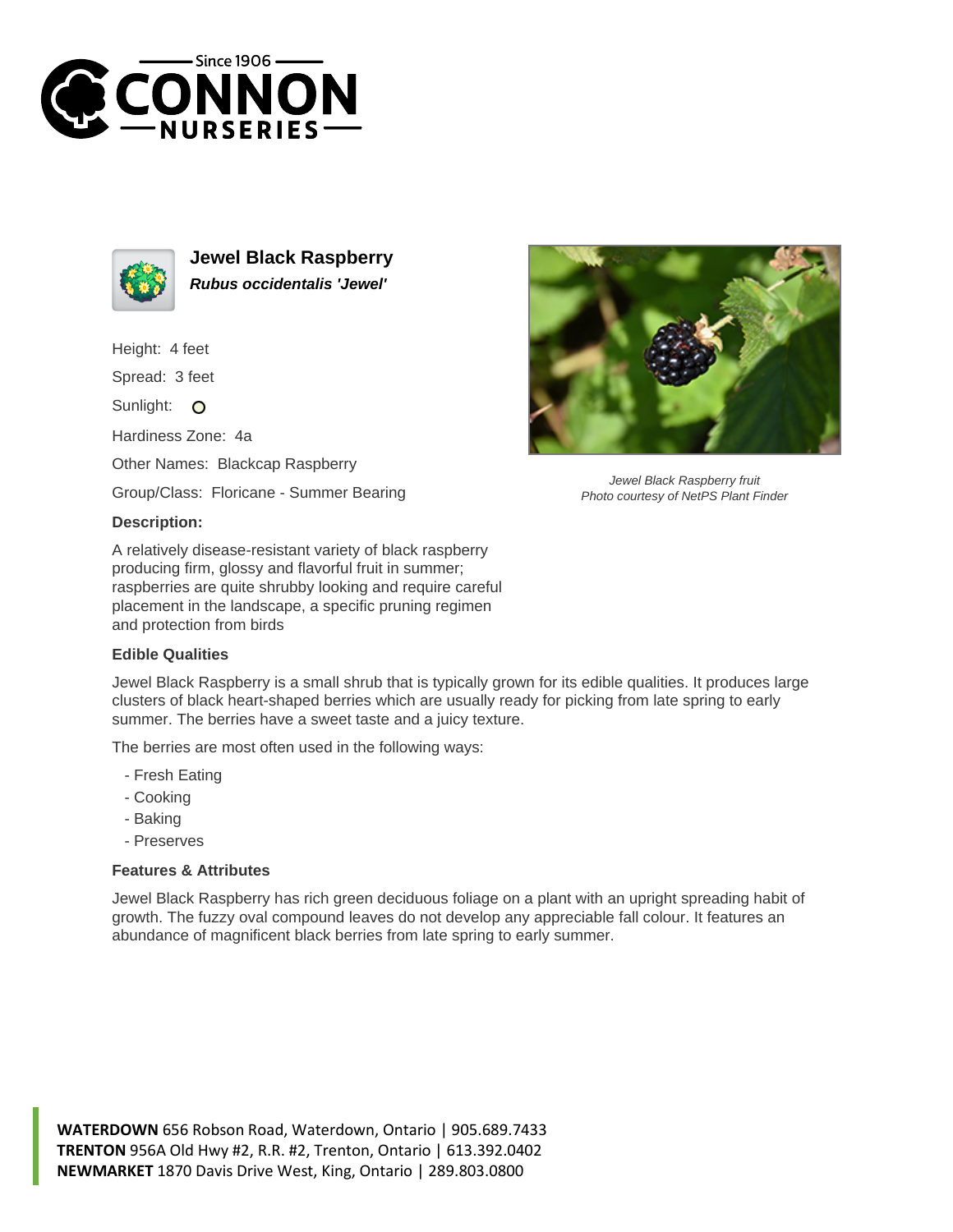# Jewel Black Raspberry

***Rubus occidentalis 'Jewel'***

Height: 4 feet

Spread: 3 feet

Sunlight:

Hardiness Zone: 4a

Other Names: Blackcap Raspberry

Group/Class: Floricane - Summer Bearing

*Jewel Black Raspberry fruit*
*Photo courtesy of NetPS Plant Finder*

### Description:

A relatively disease-resistant variety of black raspberry producing firm, glossy and flavorful fruit in summer; raspberries are quite shrubby looking and require careful placement in the landscape, a specific pruning regimen and protection from birds

### Edible Qualities

Jewel Black Raspberry is a small shrub that is typically grown for its edible qualities. It produces large clusters of black heart-shaped berries which are usually ready for picking from late spring to early summer. The berries have a sweet taste and a juicy texture.

The berries are most often used in the following ways:

- Fresh Eating
- Cooking
- Baking
- Preserves

### Features & Attributes

Jewel Black Raspberry has rich green deciduous foliage on a plant with an upright spreading habit of growth. The fuzzy oval compound leaves do not develop any appreciable fall colour. It features an abundance of magnificent black berries from late spring to early summer.

**WATERDOWN** 656 Robson Road, Waterdown, Ontario | 905.689.7433
**TRENTON** 956A Old Hwy #2, R.R. #2, Trenton, Ontario | 613.392.0402
**NEWMARKET** 1870 Davis Drive West, King, Ontario | 289.803.0800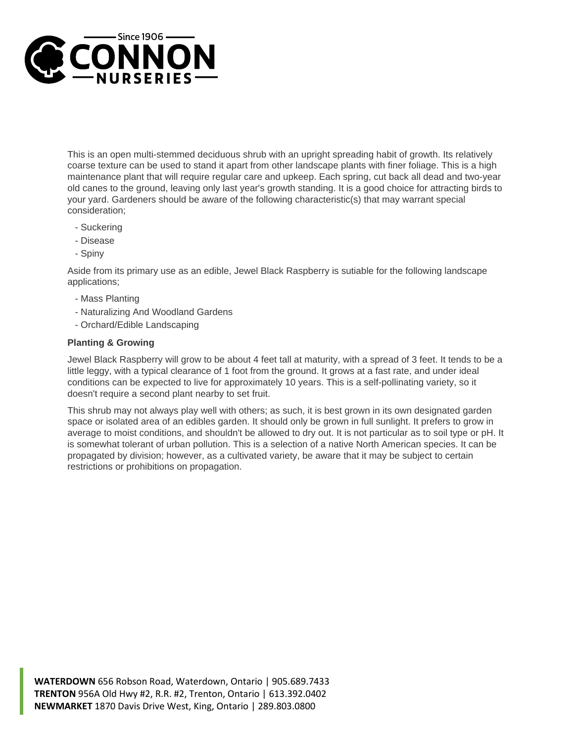This is an open multi-stemmed deciduous shrub with an upright spreading habit of growth. Its relatively coarse texture can be used to stand it apart from other landscape plants with finer foliage. This is a high maintenance plant that will require regular care and upkeep. Each spring, cut back all dead and two-year old canes to the ground, leaving only last year's growth standing. It is a good choice for attracting birds to your yard. Gardeners should be aware of the following characteristic(s) that may warrant special consideration;

- Suckering
- Disease
- Spiny

Aside from its primary use as an edible, Jewel Black Raspberry is sutiable for the following landscape applications;

- Mass Planting
- Naturalizing And Woodland Gardens
- Orchard/Edible Landscaping

**Planting & Growing**

Jewel Black Raspberry will grow to be about 4 feet tall at maturity, with a spread of 3 feet. It tends to be a little leggy, with a typical clearance of 1 foot from the ground. It grows at a fast rate, and under ideal conditions can be expected to live for approximately 10 years. This is a self-pollinating variety, so it doesn't require a second plant nearby to set fruit.

This shrub may not always play well with others; as such, it is best grown in its own designated garden space or isolated area of an edibles garden. It should only be grown in full sunlight. It prefers to grow in average to moist conditions, and shouldn't be allowed to dry out. It is not particular as to soil type or pH. It is somewhat tolerant of urban pollution. This is a selection of a native North American species. It can be propagated by division; however, as a cultivated variety, be aware that it may be subject to certain restrictions or prohibitions on propagation.